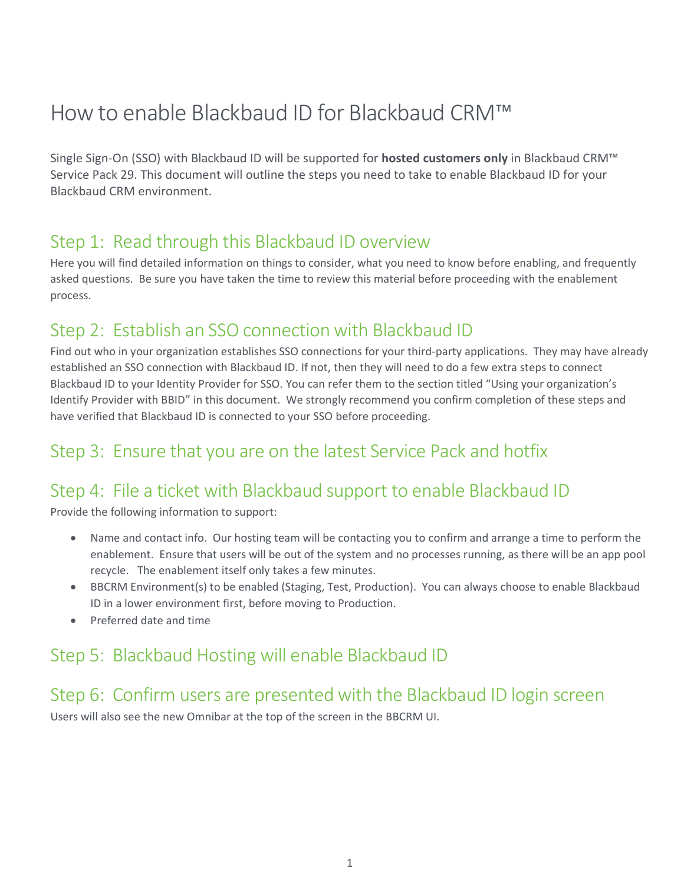# How to enable Blackbaud ID for Blackbaud CRM™

Single Sign-On (SSO) with Blackbaud ID will be supported for **hosted customers only** in Blackbaud CRM™ Service Pack 29. This document will outline the steps you need to take to enable Blackbaud ID for your Blackbaud CRM environment.

## Step 1: Read through this Blackbaud ID overview

Here you will find detailed information on things to consider, what you need to know before enabling, and frequently asked questions. Be sure you have taken the time to review this material before proceeding with the enablement process.

## Step 2: Establish an SSO connection with Blackbaud ID

Find out who in your organization establishes SSO connections for your third-party applications. They may have already established an SSO connection with Blackbaud ID. If not, then they will need to do a few extra steps to connect Blackbaud ID to your Identity Provider for SSO. You can refer them to the section titled "Using your organization's Identify Provider with BBID" in this document. We strongly recommend you confirm completion of these steps and have verified that Blackbaud ID is connected to your SSO before proceeding.

## Step 3: Ensure that you are on the latest Service Pack and hotfix

## Step 4: File a ticket with Blackbaud support to enable Blackbaud ID

Provide the following information to support:

- Name and contact info. Our hosting team will be contacting you to confirm and arrange a time to perform the enablement. Ensure that users will be out of the system and no processes running, as there will be an app pool recycle. The enablement itself only takes a few minutes.
- BBCRM Environment(s) to be enabled (Staging, Test, Production). You can always choose to enable Blackbaud ID in a lower environment first, before moving to Production.
- Preferred date and time

## Step 5: Blackbaud Hosting will enable Blackbaud ID

## Step 6: Confirm users are presented with the Blackbaud ID login screen

Users will also see the new Omnibar at the top of the screen in the BBCRM UI.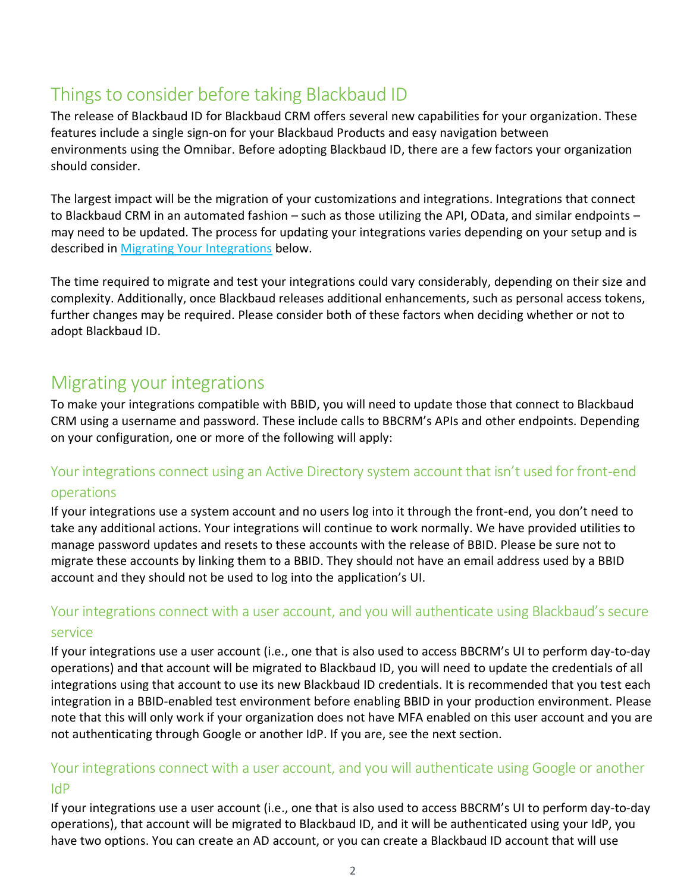## Things to consider before taking Blackbaud ID

The release of Blackbaud ID for Blackbaud CRM offers several new capabilities for your organization. These features include a single sign-on for your Blackbaud Products and easy navigation between environments using the Omnibar. Before adopting Blackbaud ID, there are a few factors your organization should consider.

The largest impact will be the migration of your customizations and integrations. Integrations that connect to Blackbaud CRM in an automated fashion – such as those utilizing the API, OData, and similar endpoints – may need to be updated. The process for updating your integrations varies depending on your setup and is described in [Migrating Your Integrations](#migrating-your-integrations) below.

The time required to migrate and test your integrations could vary considerably, depending on their size and complexity. Additionally, once Blackbaud releases additional enhancements, such as personal access tokens, further changes may be required. Please consider both of these factors when deciding whether or not to adopt Blackbaud ID.

## Migrating your integrations

To make your integrations compatible with BBID, you will need to update those that connect to Blackbaud CRM using a username and password. These include calls to BBCRM's APIs and other endpoints. Depending on your configuration, one or more of the following will apply:

### Your integrations connect using an Active Directory system account that isn't used for front-end operations

If your integrations use a system account and no users log into it through the front-end, you don't need to take any additional actions. Your integrations will continue to work normally. We have provided utilities to manage password updates and resets to these accounts with the release of BBID. Please be sure not to migrate these accounts by linking them to a BBID. They should not have an email address used by a BBID account and they should not be used to log into the application's UI.

### Your integrations connect with a user account, and you will authenticate using Blackbaud's secure service

If your integrations use a user account (i.e., one that is also used to access BBCRM's UI to perform day-to-day operations) and that account will be migrated to Blackbaud ID, you will need to update the credentials of all integrations using that account to use its new Blackbaud ID credentials. It is recommended that you test each integration in a BBID-enabled test environment before enabling BBID in your production environment. Please note that this will only work if your organization does not have MFA enabled on this user account and you are not authenticating through Google or another IdP. If you are, see the next section.

### Your integrations connect with a user account, and you will authenticate using Google or another IdP

If your integrations use a user account (i.e., one that is also used to access BBCRM's UI to perform day-to-day operations), that account will be migrated to Blackbaud ID, and it will be authenticated using your IdP, you have two options. You can create an AD account, or you can create a Blackbaud ID account that will use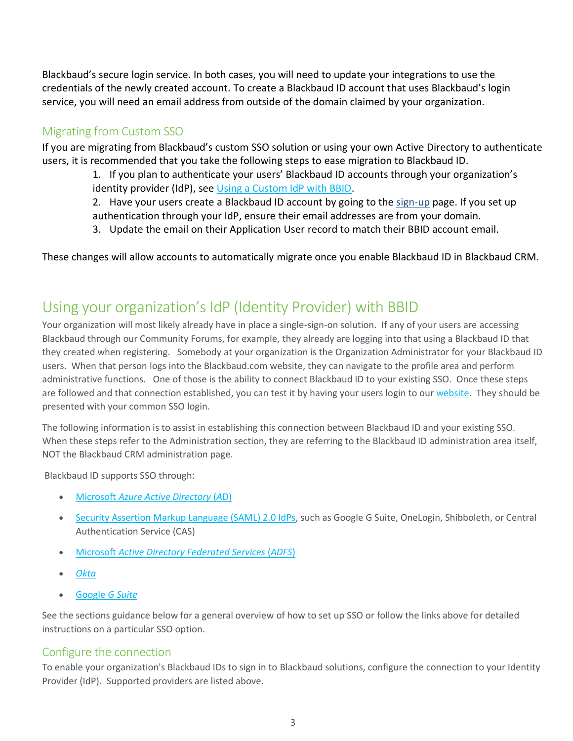Blackbaud's secure login service. In both cases, you will need to update your integrations to use the credentials of the newly created account. To create a Blackbaud ID account that uses Blackbaud's login service, you will need an email address from outside of the domain claimed by your organization.

### Migrating from Custom SSO

If you are migrating from Blackbaud's custom SSO solution or using your own Active Directory to authenticate users, it is recommended that you take the following steps to ease migration to Blackbaud ID.

1. If you plan to authenticate your users' Blackbaud ID accounts through your organization's identity provider (IdP), see Using a Custom IdP with BBID.
2. Have your users create a Blackbaud ID account by going to the sign-up page. If you set up authentication through your IdP, ensure their email addresses are from your domain.
3. Update the email on their Application User record to match their BBID account email.

These changes will allow accounts to automatically migrate once you enable Blackbaud ID in Blackbaud CRM.

## Using your organization's IdP (Identity Provider) with BBID

Your organization will most likely already have in place a single-sign-on solution. If any of your users are accessing Blackbaud through our Community Forums, for example, they already are logging into that using a Blackbaud ID that they created when registering. Somebody at your organization is the Organization Administrator for your Blackbaud ID users. When that person logs into the Blackbaud.com website, they can navigate to the profile area and perform administrative functions. One of those is the ability to connect Blackbaud ID to your existing SSO. Once these steps are followed and that connection established, you can test it by having your users login to our website. They should be presented with your common SSO login.

The following information is to assist in establishing this connection between Blackbaud ID and your existing SSO. When these steps refer to the Administration section, they are referring to the Blackbaud ID administration area itself, NOT the Blackbaud CRM administration page.

Blackbaud ID supports SSO through:

- Microsoft *Azure Active Directory* (AD)
- Security Assertion Markup Language (SAML) 2.0 IdPs, such as Google G Suite, OneLogin, Shibboleth, or Central Authentication Service (CAS)
- Microsoft *Active Directory Federated Services* (ADFS)
- *Okta*
- Google *G Suite*

See the sections guidance below for a general overview of how to set up SSO or follow the links above for detailed instructions on a particular SSO option.

### Configure the connection

To enable your organization's Blackbaud IDs to sign in to Blackbaud solutions, configure the connection to your Identity Provider (IdP). Supported providers are listed above.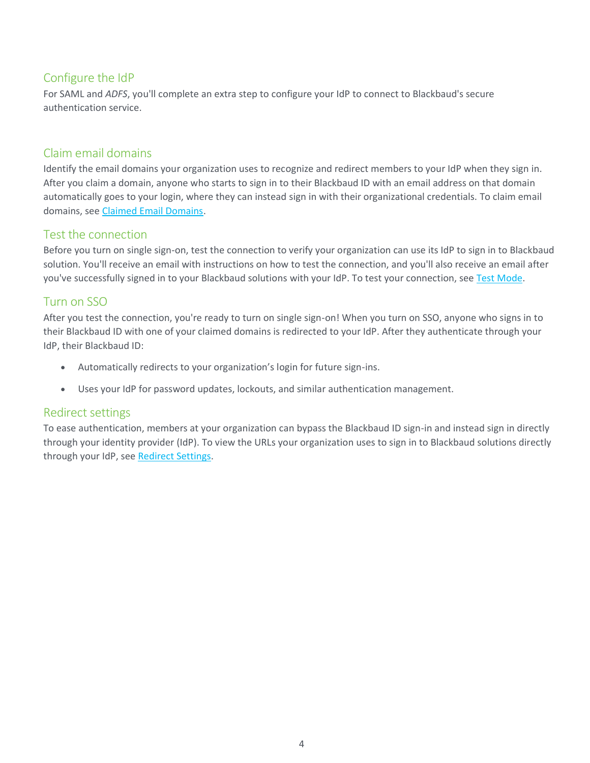## Configure the IdP

For SAML and *ADFS*, you'll complete an extra step to configure your IdP to connect to Blackbaud's secure authentication service.

## Claim email domains

Identify the email domains your organization uses to recognize and redirect members to your IdP when they sign in. After you claim a domain, anyone who starts to sign in to their Blackbaud ID with an email address on that domain automatically goes to your login, where they can instead sign in with their organizational credentials. To claim email domains, see [Claimed Email Domains](#).

## Test the connection

Before you turn on single sign-on, test the connection to verify your organization can use its IdP to sign in to Blackbaud solution. You'll receive an email with instructions on how to test the connection, and you'll also receive an email after you've successfully signed in to your Blackbaud solutions with your IdP. To test your connection, see [Test Mode](#).

## Turn on SSO

After you test the connection, you're ready to turn on single sign-on! When you turn on SSO, anyone who signs in to their Blackbaud ID with one of your claimed domains is redirected to your IdP. After they authenticate through your IdP, their Blackbaud ID:

- Automatically redirects to your organization's login for future sign-ins.
- Uses your IdP for password updates, lockouts, and similar authentication management.

## Redirect settings

To ease authentication, members at your organization can bypass the Blackbaud ID sign-in and instead sign in directly through your identity provider (IdP). To view the URLs your organization uses to sign in to Blackbaud solutions directly through your IdP, see [Redirect Settings](#).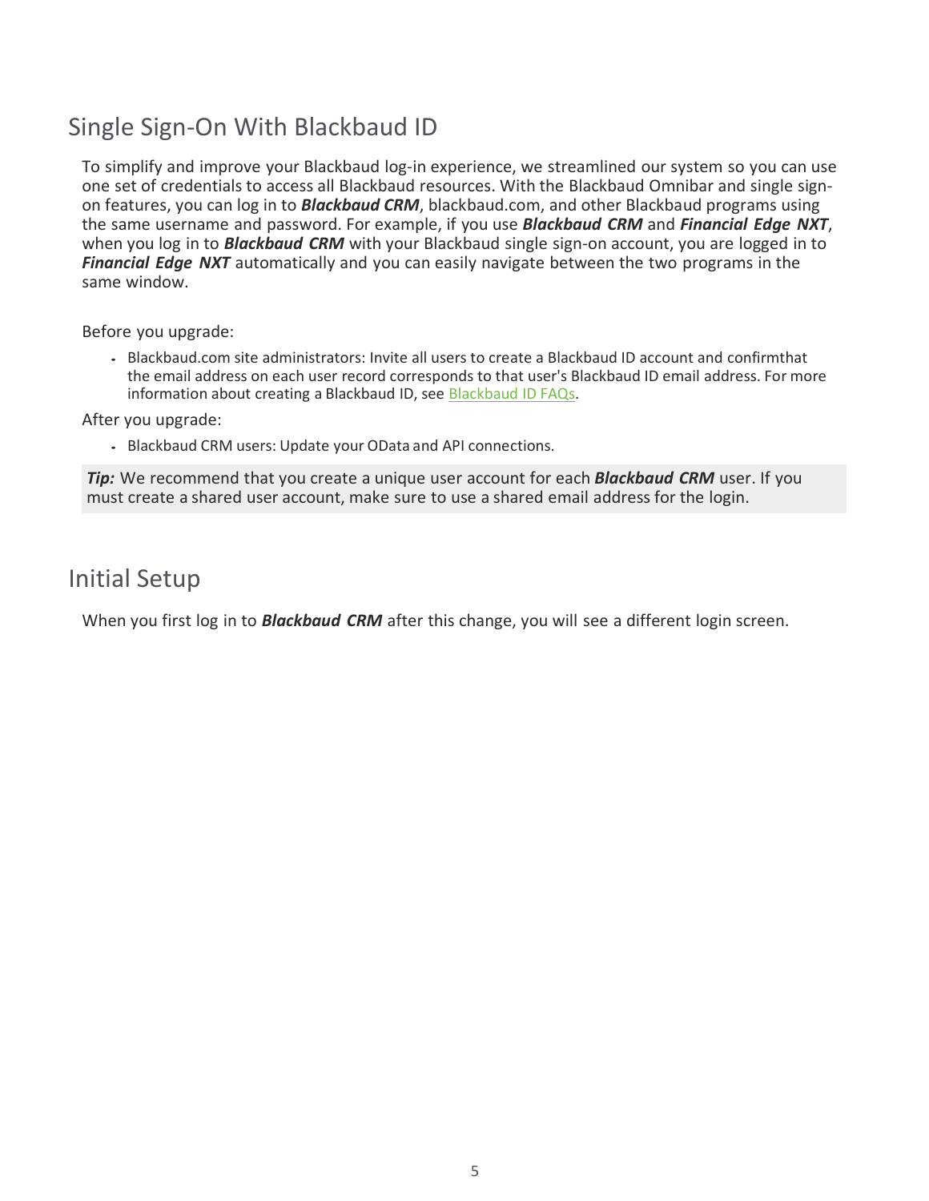## Single Sign-On With Blackbaud ID

To simplify and improve your Blackbaud log-in experience, we streamlined our system so you can use one set of credentials to access all Blackbaud resources. With the Blackbaud Omnibar and single sign-on features, you can log in to ***Blackbaud CRM***, blackbaud.com, and other Blackbaud programs using the same username and password. For example, if you use ***Blackbaud CRM*** and ***Financial Edge NXT***, when you log in to ***Blackbaud CRM*** with your Blackbaud single sign-on account, you are logged in to ***Financial Edge NXT*** automatically and you can easily navigate between the two programs in the same window.

Before you upgrade:

- Blackbaud.com site administrators: Invite all users to create a Blackbaud ID account and confirmthat the email address on each user record corresponds to that user's Blackbaud ID email address. For more information about creating a Blackbaud ID, see Blackbaud ID FAQs.

After you upgrade:

- Blackbaud CRM users: Update your OData and API connections.

> ***Tip:*** We recommend that you create a unique user account for each ***Blackbaud CRM*** user. If you must create a shared user account, make sure to use a shared email address for the login.

## Initial Setup

When you first log in to ***Blackbaud CRM*** after this change, you will see a different login screen.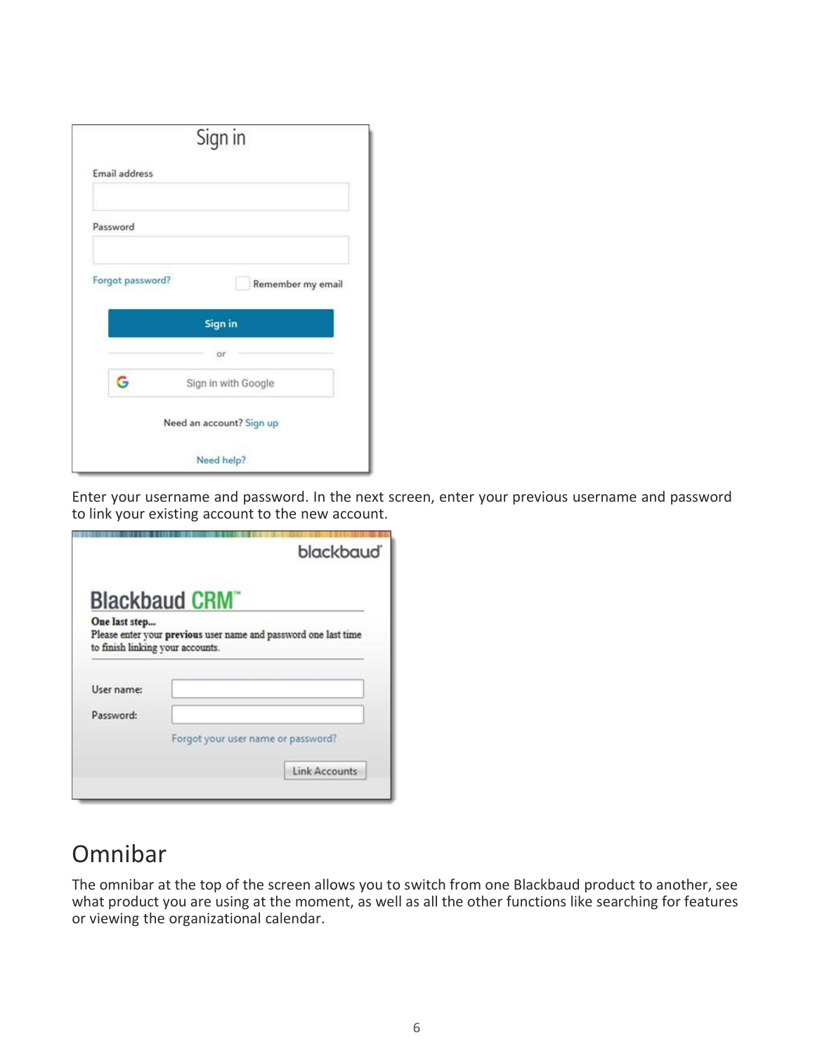Enter your username and password. In the next screen, enter your previous username and password to link your existing account to the new account.

## Omnibar

The omnibar at the top of the screen allows you to switch from one Blackbaud product to another, see what product you are using at the moment, as well as all the other functions like searching for features or viewing the organizational calendar.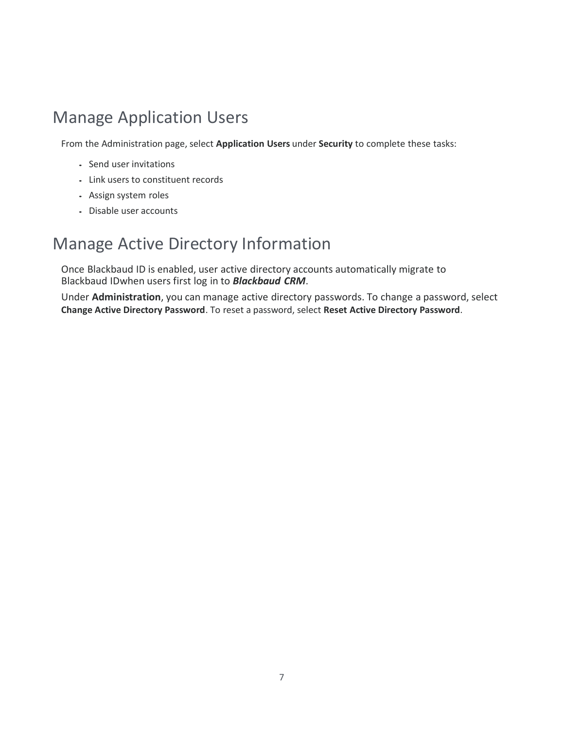# Manage Application Users

From the Administration page, select **Application Users** under **Security** to complete these tasks:

- Send user invitations
- Link users to constituent records
- Assign system roles
- Disable user accounts

# Manage Active Directory Information

Once Blackbaud ID is enabled, user active directory accounts automatically migrate to Blackbaud IDwhen users first log in to ***Blackbaud CRM***.

Under **Administration**, you can manage active directory passwords. To change a password, select **Change Active Directory Password**. To reset a password, select **Reset Active Directory Password**.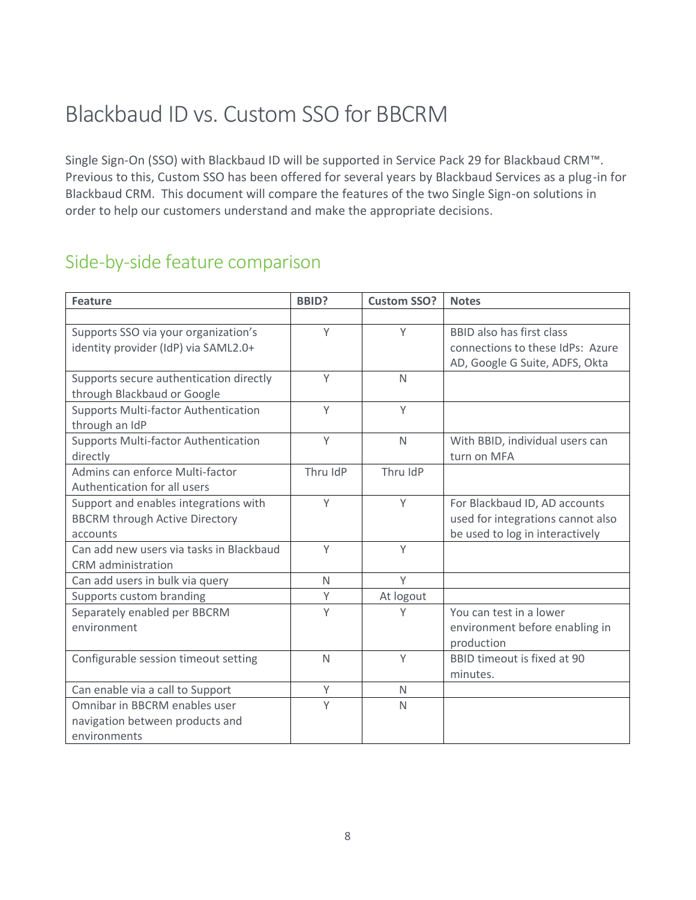# Blackbaud ID vs. Custom SSO for BBCRM

Single Sign-On (SSO) with Blackbaud ID will be supported in Service Pack 29 for Blackbaud CRM™. Previous to this, Custom SSO has been offered for several years by Blackbaud Services as a plug-in for Blackbaud CRM. This document will compare the features of the two Single Sign-on solutions in order to help our customers understand and make the appropriate decisions.

## Side-by-side feature comparison

| Feature | BBID? | Custom SSO? | Notes |
|---|---|---|---|
| | | | |
| Supports SSO via your organization's identity provider (IdP) via SAML2.0+ | Y | Y | BBID also has first class connections to these IdPs: Azure AD, Google G Suite, ADFS, Okta |
| Supports secure authentication directly through Blackbaud or Google | Y | N | |
| Supports Multi-factor Authentication through an IdP | Y | Y | |
| Supports Multi-factor Authentication directly | Y | N | With BBID, individual users can turn on MFA |
| Admins can enforce Multi-factor Authentication for all users | Thru IdP | Thru IdP | |
| Support and enables integrations with BBCRM through Active Directory accounts | Y | Y | For Blackbaud ID, AD accounts used for integrations cannot also be used to log in interactively |
| Can add new users via tasks in Blackbaud CRM administration | Y | Y | |
| Can add users in bulk via query | N | Y | |
| Supports custom branding | Y | At logout | |
| Separately enabled per BBCRM environment | Y | Y | You can test in a lower environment before enabling in production |
| Configurable session timeout setting | N | Y | BBID timeout is fixed at 90 minutes. |
| Can enable via a call to Support | Y | N | |
| Omnibar in BBCRM enables user navigation between products and environments | Y | N | |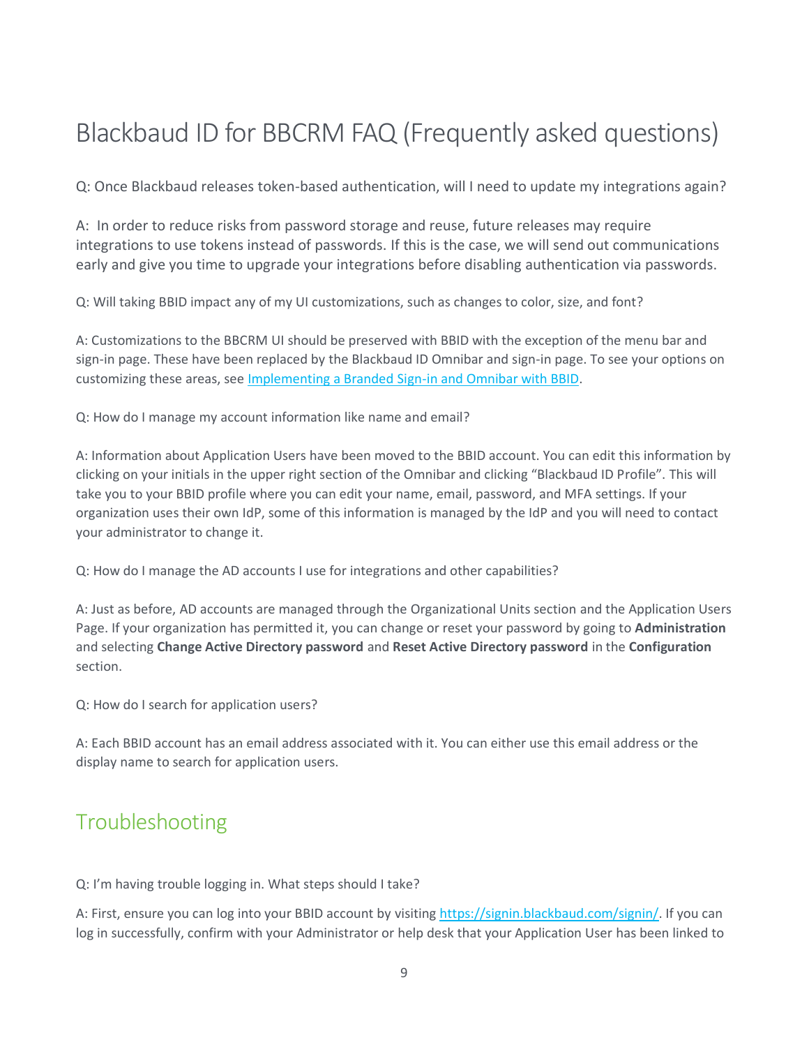# Blackbaud ID for BBCRM FAQ (Frequently asked questions)

Q: Once Blackbaud releases token-based authentication, will I need to update my integrations again?

A: In order to reduce risks from password storage and reuse, future releases may require integrations to use tokens instead of passwords. If this is the case, we will send out communications early and give you time to upgrade your integrations before disabling authentication via passwords.

Q: Will taking BBID impact any of my UI customizations, such as changes to color, size, and font?

A: Customizations to the BBCRM UI should be preserved with BBID with the exception of the menu bar and sign-in page. These have been replaced by the Blackbaud ID Omnibar and sign-in page. To see your options on customizing these areas, see [Implementing a Branded Sign-in and Omnibar with BBID](Implementing a Branded Sign-in and Omnibar with BBID).

Q: How do I manage my account information like name and email?

A: Information about Application Users have been moved to the BBID account. You can edit this information by clicking on your initials in the upper right section of the Omnibar and clicking "Blackbaud ID Profile". This will take you to your BBID profile where you can edit your name, email, password, and MFA settings. If your organization uses their own IdP, some of this information is managed by the IdP and you will need to contact your administrator to change it.

Q: How do I manage the AD accounts I use for integrations and other capabilities?

A: Just as before, AD accounts are managed through the Organizational Units section and the Application Users Page. If your organization has permitted it, you can change or reset your password by going to **Administration** and selecting **Change Active Directory password** and **Reset Active Directory password** in the **Configuration** section.

Q: How do I search for application users?

A: Each BBID account has an email address associated with it. You can either use this email address or the display name to search for application users.

## Troubleshooting

Q: I'm having trouble logging in. What steps should I take?

A: First, ensure you can log into your BBID account by visiting [https://signin.blackbaud.com/signin/](https://signin.blackbaud.com/signin/). If you can log in successfully, confirm with your Administrator or help desk that your Application User has been linked to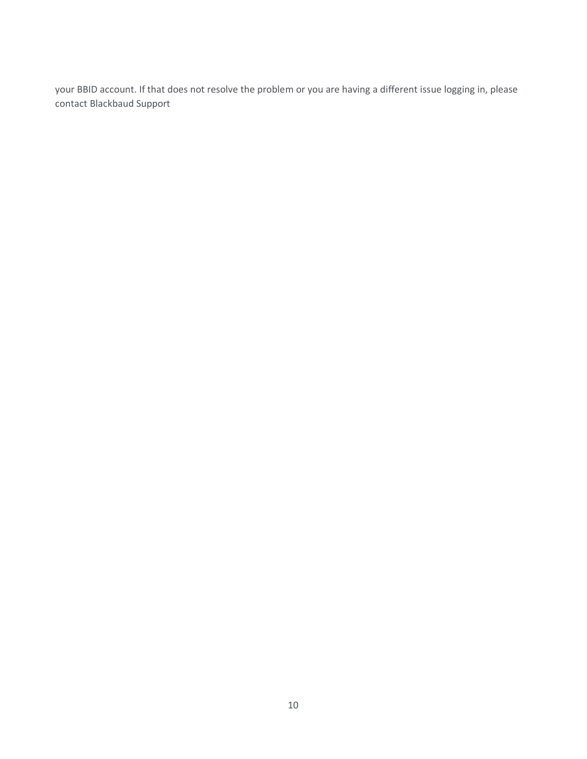your BBID account. If that does not resolve the problem or you are having a different issue logging in, please contact Blackbaud Support